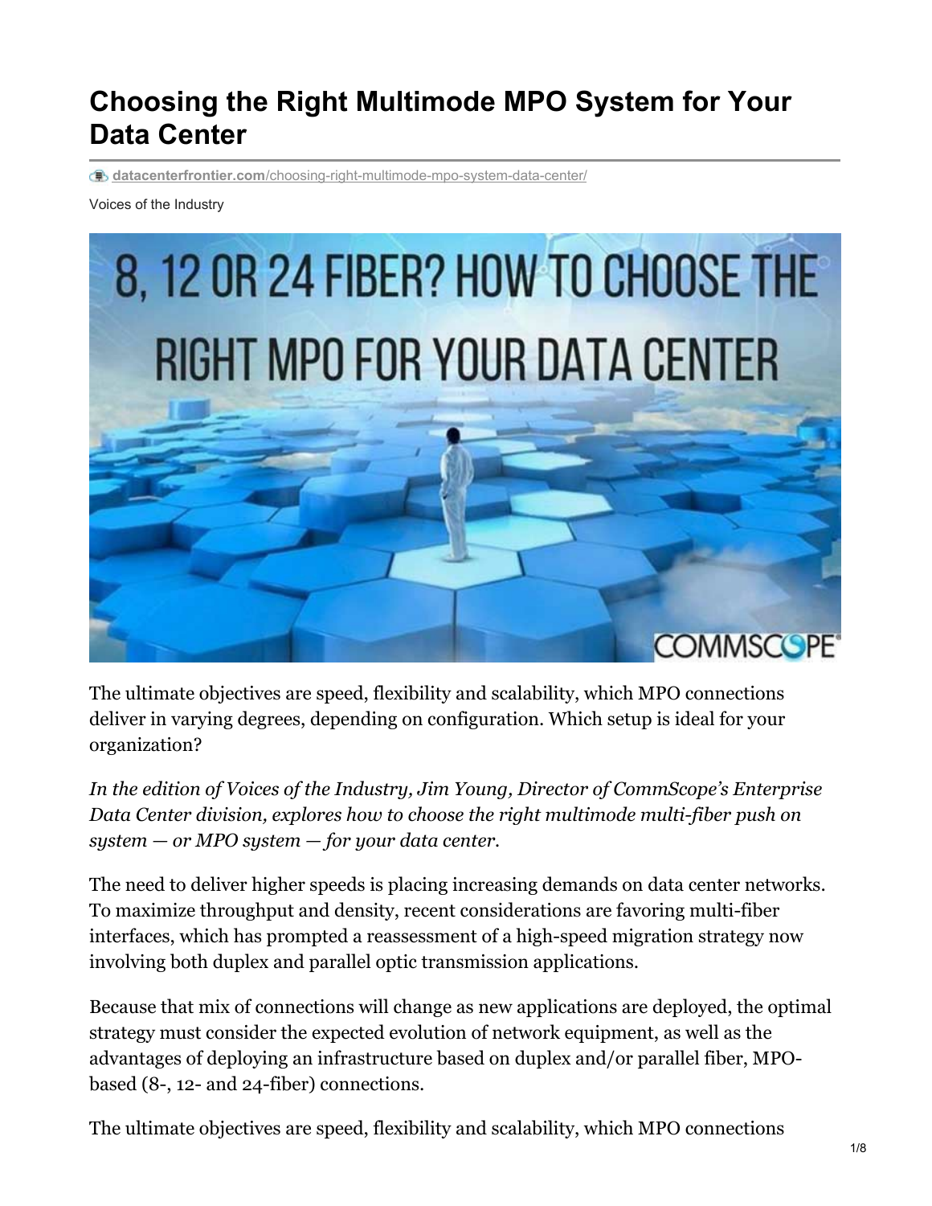# Choosing the Right Multimode MPO System for Your Data Center

datacenterfrontier.com/choosing-right-multimode-mpo-system-data-center/

Voices of the Industry

The ultimate objectives are speed, flexibility and scalability, which MPO connections deliver in varying degrees, depending on configuration. Which setup is ideal for your organization?

*In the edition of Voices of the Industry, Jim Young, Director of CommScope's Enterprise Data Center division, explores how to choose the right multimode multi-fiber push on system — or MPO system — for your data center.*

The need to deliver higher speeds is placing increasing demands on data center networks. To maximize throughput and density, recent considerations are favoring multi-fiber interfaces, which has prompted a reassessment of a high-speed migration strategy now involving both duplex and parallel optic transmission applications.

Because that mix of connections will change as new applications are deployed, the optimal strategy must consider the expected evolution of network equipment, as well as the advantages of deploying an infrastructure based on duplex and/or parallel fiber, MPO-based (8-, 12- and 24-fiber) connections.

The ultimate objectives are speed, flexibility and scalability, which MPO connections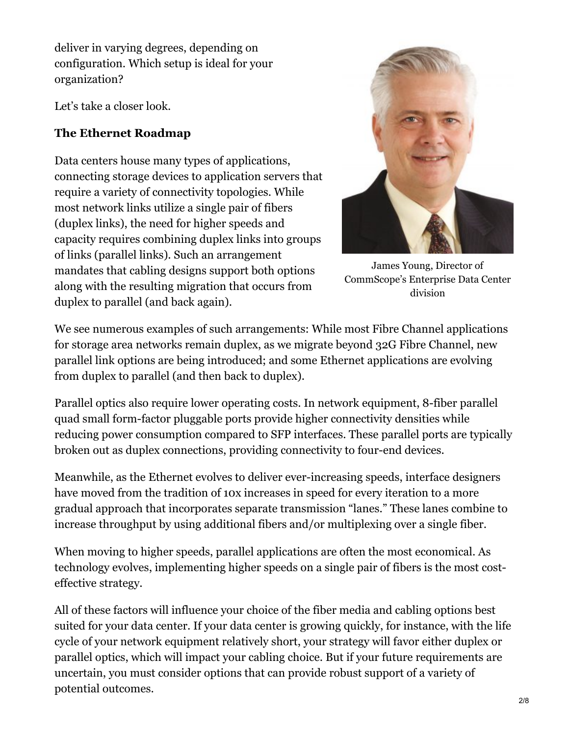deliver in varying degrees, depending on configuration. Which setup is ideal for your organization?

Let's take a closer look.

**The Ethernet Roadmap**

Data centers house many types of applications, connecting storage devices to application servers that require a variety of connectivity topologies. While most network links utilize a single pair of fibers (duplex links), the need for higher speeds and capacity requires combining duplex links into groups of links (parallel links). Such an arrangement mandates that cabling designs support both options along with the resulting migration that occurs from duplex to parallel (and back again).

James Young, Director of CommScope's Enterprise Data Center division

We see numerous examples of such arrangements: While most Fibre Channel applications for storage area networks remain duplex, as we migrate beyond 32G Fibre Channel, new parallel link options are being introduced; and some Ethernet applications are evolving from duplex to parallel (and then back to duplex).

Parallel optics also require lower operating costs. In network equipment, 8-fiber parallel quad small form-factor pluggable ports provide higher connectivity densities while reducing power consumption compared to SFP interfaces. These parallel ports are typically broken out as duplex connections, providing connectivity to four-end devices.

Meanwhile, as the Ethernet evolves to deliver ever-increasing speeds, interface designers have moved from the tradition of 10x increases in speed for every iteration to a more gradual approach that incorporates separate transmission "lanes." These lanes combine to increase throughput by using additional fibers and/or multiplexing over a single fiber.

When moving to higher speeds, parallel applications are often the most economical. As technology evolves, implementing higher speeds on a single pair of fibers is the most cost-effective strategy.

All of these factors will influence your choice of the fiber media and cabling options best suited for your data center. If your data center is growing quickly, for instance, with the life cycle of your network equipment relatively short, your strategy will favor either duplex or parallel optics, which will impact your cabling choice. But if your future requirements are uncertain, you must consider options that can provide robust support of a variety of potential outcomes.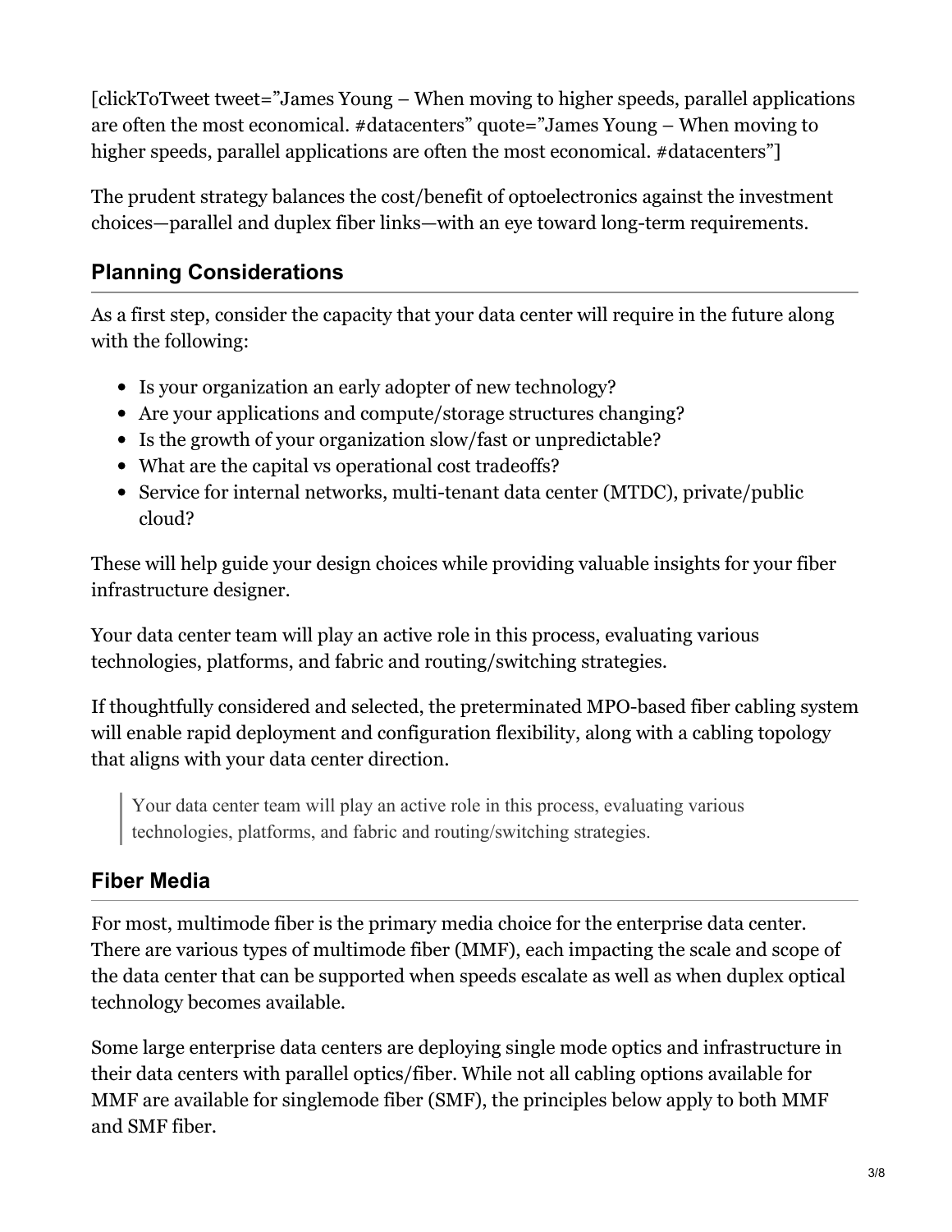[clickToTweet tweet=”James Young – When moving to higher speeds, parallel applications are often the most economical. #datacenters” quote=”James Young – When moving to higher speeds, parallel applications are often the most economical. #datacenters”]

The prudent strategy balances the cost/benefit of optoelectronics against the investment choices—parallel and duplex fiber links—with an eye toward long-term requirements.

## Planning Considerations

As a first step, consider the capacity that your data center will require in the future along with the following:

- Is your organization an early adopter of new technology?
- Are your applications and compute/storage structures changing?
- Is the growth of your organization slow/fast or unpredictable?
- What are the capital vs operational cost tradeoffs?
- Service for internal networks, multi-tenant data center (MTDC), private/public cloud?

These will help guide your design choices while providing valuable insights for your fiber infrastructure designer.

Your data center team will play an active role in this process, evaluating various technologies, platforms, and fabric and routing/switching strategies.

If thoughtfully considered and selected, the preterminated MPO-based fiber cabling system will enable rapid deployment and configuration flexibility, along with a cabling topology that aligns with your data center direction.

> Your data center team will play an active role in this process, evaluating various technologies, platforms, and fabric and routing/switching strategies.

## Fiber Media

For most, multimode fiber is the primary media choice for the enterprise data center. There are various types of multimode fiber (MMF), each impacting the scale and scope of the data center that can be supported when speeds escalate as well as when duplex optical technology becomes available.

Some large enterprise data centers are deploying single mode optics and infrastructure in their data centers with parallel optics/fiber. While not all cabling options available for MMF are available for singlemode fiber (SMF), the principles below apply to both MMF and SMF fiber.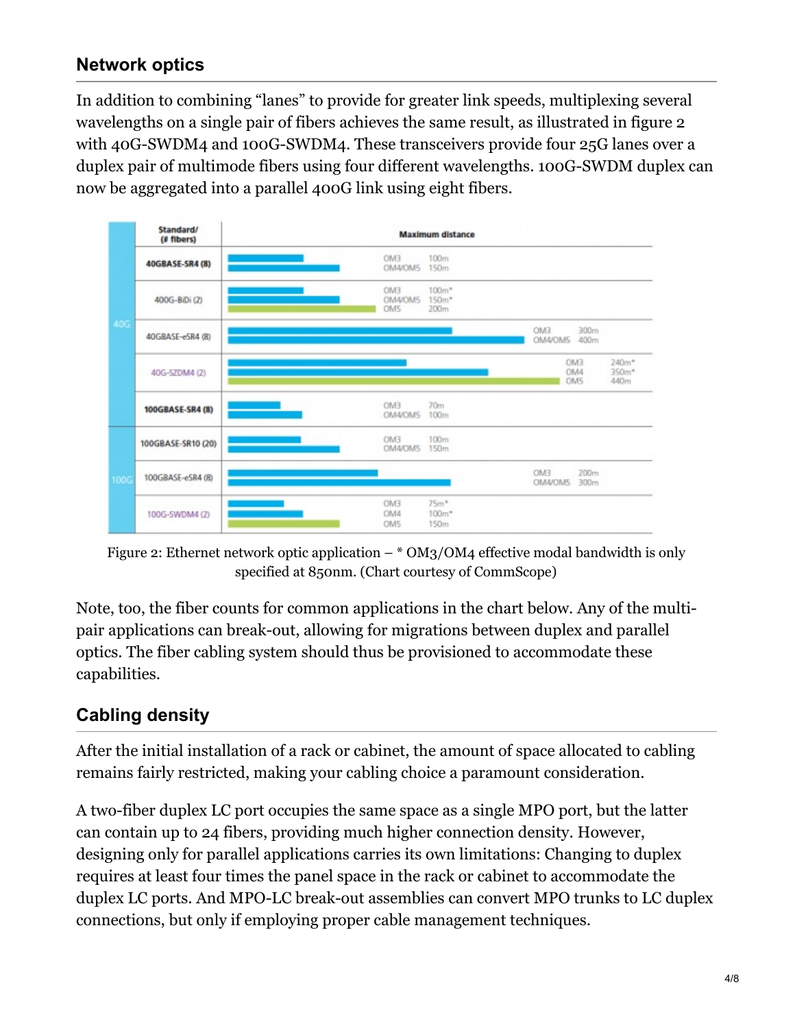## Network optics

In addition to combining "lanes" to provide for greater link speeds, multiplexing several wavelengths on a single pair of fibers achieves the same result, as illustrated in figure 2 with 40G-SWDM4 and 100G-SWDM4. These transceivers provide four 25G lanes over a duplex pair of multimode fibers using four different wavelengths. 100G-SWDM duplex can now be aggregated into a parallel 400G link using eight fibers.

| | Standard/ (# fibers) | Maximum distance | |
|---|---|---|---|
| 40G | 40GBASE-SR4 (8) | OM3 | 100m |
| | | OM4/OM5 | 150m |
| | 400G-BiDi (2) | OM3 | 100m* |
| | | OM4/OM5 | 150m* |
| | | OM5 | 200m |
| | 40GBASE-eSR4 (8) | OM3 | 300m |
| | | OM4/OM5 | 400m |
| | 40G-SWDM4 (2) | OM3 | 240m* |
| | | OM4 | 350m* |
| | | OM5 | 440m |
| 100G | 100GBASE-SR4 (8) | OM3 | 70m |
| | | OM4/OM5 | 100m |
| | 100GBASE-SR10 (20) | OM3 | 100m |
| | | OM4/OM5 | 150m |
| | 100GBASE-eSR4 (8) | OM3 | 200m |
| | | OM4/OM5 | 300m |
| | 100G-SWDM4 (2) | OM3 | 75m* |
| | | OM4 | 100m* |
| | | OM5 | 150m |

Figure 2: Ethernet network optic application – * OM3/OM4 effective modal bandwidth is only specified at 850nm. (Chart courtesy of CommScope)

Note, too, the fiber counts for common applications in the chart below. Any of the multi-pair applications can break-out, allowing for migrations between duplex and parallel optics. The fiber cabling system should thus be provisioned to accommodate these capabilities.

## Cabling density

After the initial installation of a rack or cabinet, the amount of space allocated to cabling remains fairly restricted, making your cabling choice a paramount consideration.

A two-fiber duplex LC port occupies the same space as a single MPO port, but the latter can contain up to 24 fibers, providing much higher connection density. However, designing only for parallel applications carries its own limitations: Changing to duplex requires at least four times the panel space in the rack or cabinet to accommodate the duplex LC ports. And MPO-LC break-out assemblies can convert MPO trunks to LC duplex connections, but only if employing proper cable management techniques.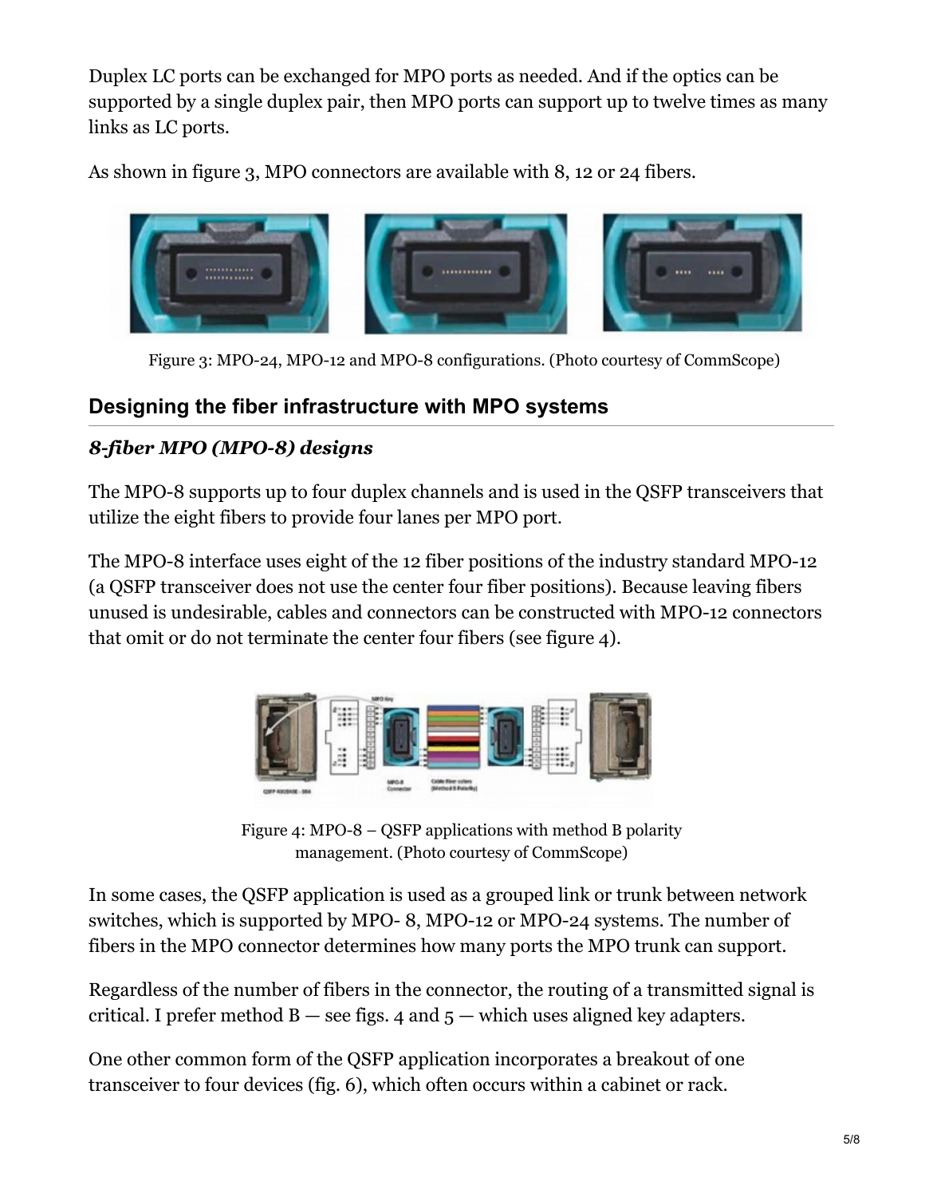Duplex LC ports can be exchanged for MPO ports as needed. And if the optics can be supported by a single duplex pair, then MPO ports can support up to twelve times as many links as LC ports.

As shown in figure 3, MPO connectors are available with 8, 12 or 24 fibers.

Figure 3: MPO-24, MPO-12 and MPO-8 configurations. (Photo courtesy of CommScope)

## Designing the fiber infrastructure with MPO systems

### *8-fiber MPO (MPO-8) designs*

The MPO-8 supports up to four duplex channels and is used in the QSFP transceivers that utilize the eight fibers to provide four lanes per MPO port.

The MPO-8 interface uses eight of the 12 fiber positions of the industry standard MPO-12 (a QSFP transceiver does not use the center four fiber positions). Because leaving fibers unused is undesirable, cables and connectors can be constructed with MPO-12 connectors that omit or do not terminate the center four fibers (see figure 4).

Figure 4: MPO-8 – QSFP applications with method B polarity management. (Photo courtesy of CommScope)

In some cases, the QSFP application is used as a grouped link or trunk between network switches, which is supported by MPO- 8, MPO-12 or MPO-24 systems. The number of fibers in the MPO connector determines how many ports the MPO trunk can support.

Regardless of the number of fibers in the connector, the routing of a transmitted signal is critical. I prefer method B — see figs. 4 and 5 — which uses aligned key adapters.

One other common form of the QSFP application incorporates a breakout of one transceiver to four devices (fig. 6), which often occurs within a cabinet or rack.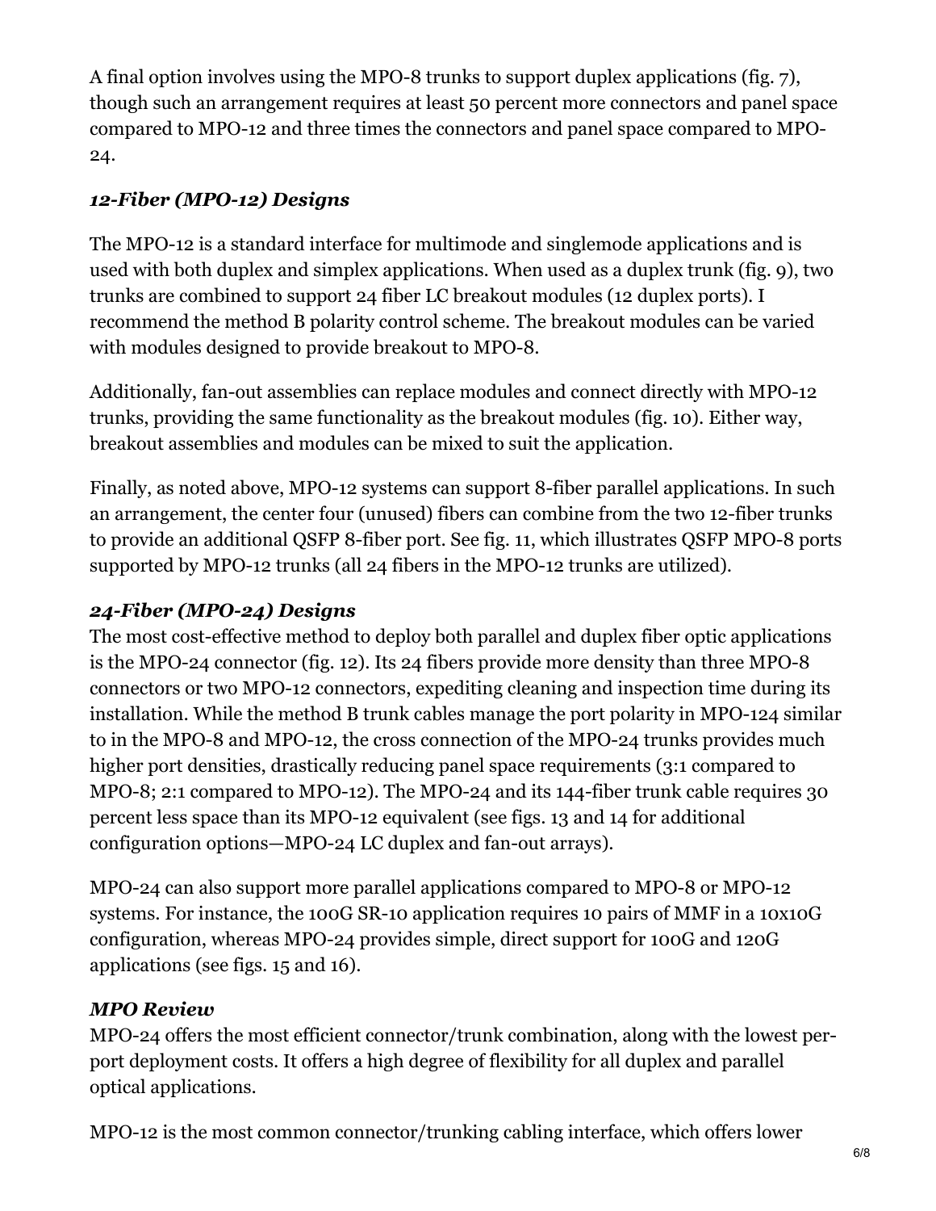A final option involves using the MPO-8 trunks to support duplex applications (fig. 7), though such an arrangement requires at least 50 percent more connectors and panel space compared to MPO-12 and three times the connectors and panel space compared to MPO-24.

### *12-Fiber (MPO-12) Designs*

The MPO-12 is a standard interface for multimode and singlemode applications and is used with both duplex and simplex applications. When used as a duplex trunk (fig. 9), two trunks are combined to support 24 fiber LC breakout modules (12 duplex ports). I recommend the method B polarity control scheme. The breakout modules can be varied with modules designed to provide breakout to MPO-8.

Additionally, fan-out assemblies can replace modules and connect directly with MPO-12 trunks, providing the same functionality as the breakout modules (fig. 10). Either way, breakout assemblies and modules can be mixed to suit the application.

Finally, as noted above, MPO-12 systems can support 8-fiber parallel applications. In such an arrangement, the center four (unused) fibers can combine from the two 12-fiber trunks to provide an additional QSFP 8-fiber port. See fig. 11, which illustrates QSFP MPO-8 ports supported by MPO-12 trunks (all 24 fibers in the MPO-12 trunks are utilized).

### *24-Fiber (MPO-24) Designs*

The most cost-effective method to deploy both parallel and duplex fiber optic applications is the MPO-24 connector (fig. 12). Its 24 fibers provide more density than three MPO-8 connectors or two MPO-12 connectors, expediting cleaning and inspection time during its installation. While the method B trunk cables manage the port polarity in MPO-124 similar to in the MPO-8 and MPO-12, the cross connection of the MPO-24 trunks provides much higher port densities, drastically reducing panel space requirements (3:1 compared to MPO-8; 2:1 compared to MPO-12). The MPO-24 and its 144-fiber trunk cable requires 30 percent less space than its MPO-12 equivalent (see figs. 13 and 14 for additional configuration options—MPO-24 LC duplex and fan-out arrays).

MPO-24 can also support more parallel applications compared to MPO-8 or MPO-12 systems. For instance, the 100G SR-10 application requires 10 pairs of MMF in a 10x10G configuration, whereas MPO-24 provides simple, direct support for 100G and 120G applications (see figs. 15 and 16).

### *MPO Review*

MPO-24 offers the most efficient connector/trunk combination, along with the lowest per-port deployment costs. It offers a high degree of flexibility for all duplex and parallel optical applications.

MPO-12 is the most common connector/trunking cabling interface, which offers lower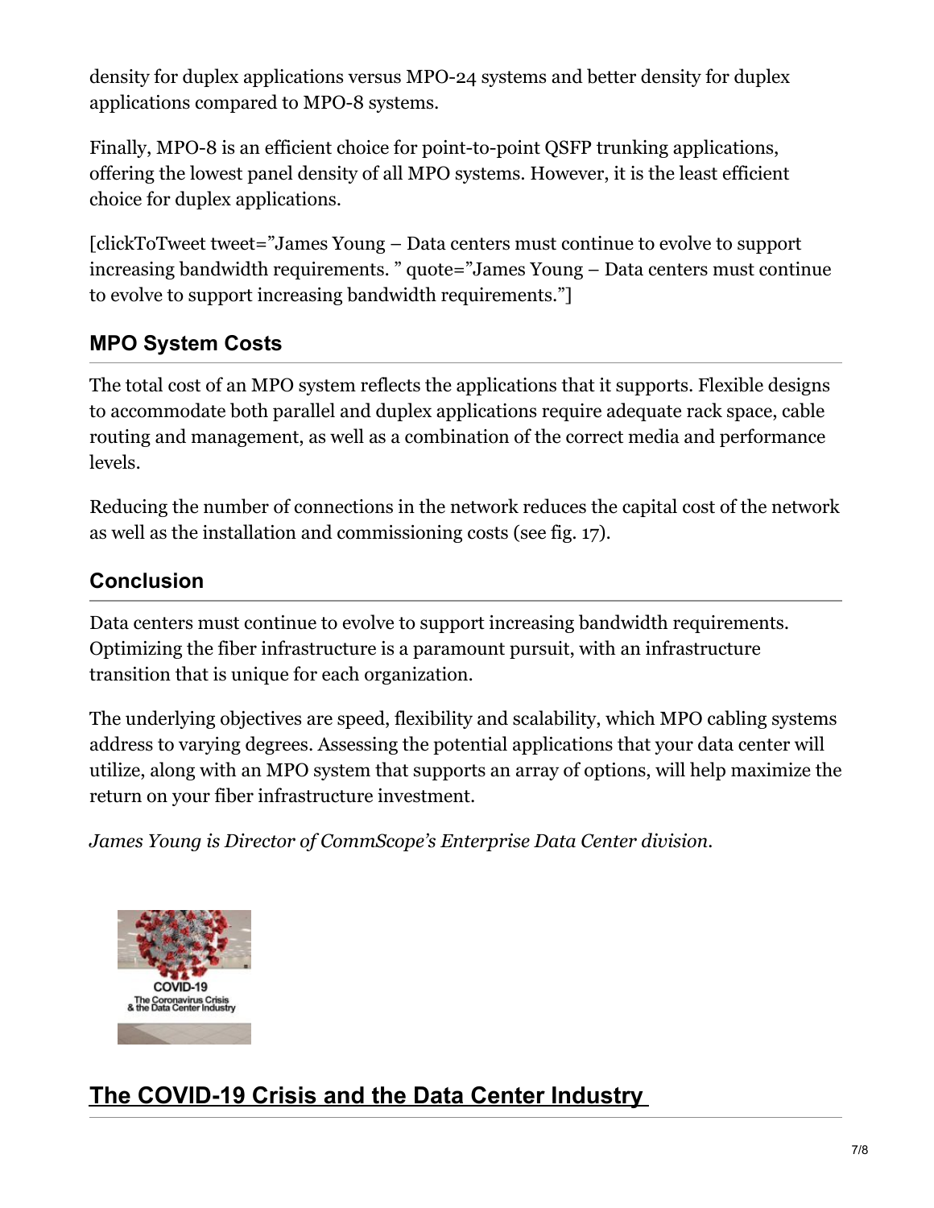density for duplex applications versus MPO-24 systems and better density for duplex applications compared to MPO-8 systems.

Finally, MPO-8 is an efficient choice for point-to-point QSFP trunking applications, offering the lowest panel density of all MPO systems. However, it is the least efficient choice for duplex applications.

[clickToTweet tweet="James Young – Data centers must continue to evolve to support increasing bandwidth requirements. " quote="James Young – Data centers must continue to evolve to support increasing bandwidth requirements."]

## MPO System Costs

The total cost of an MPO system reflects the applications that it supports. Flexible designs to accommodate both parallel and duplex applications require adequate rack space, cable routing and management, as well as a combination of the correct media and performance levels.

Reducing the number of connections in the network reduces the capital cost of the network as well as the installation and commissioning costs (see fig. 17).

## Conclusion

Data centers must continue to evolve to support increasing bandwidth requirements. Optimizing the fiber infrastructure is a paramount pursuit, with an infrastructure transition that is unique for each organization.

The underlying objectives are speed, flexibility and scalability, which MPO cabling systems address to varying degrees. Assessing the potential applications that your data center will utilize, along with an MPO system that supports an array of options, will help maximize the return on your fiber infrastructure investment.

*James Young is Director of CommScope's Enterprise Data Center division.*

COVID-19

The Coronavirus Crisis & the Data Center Industry

## The COVID-19 Crisis and the Data Center Industry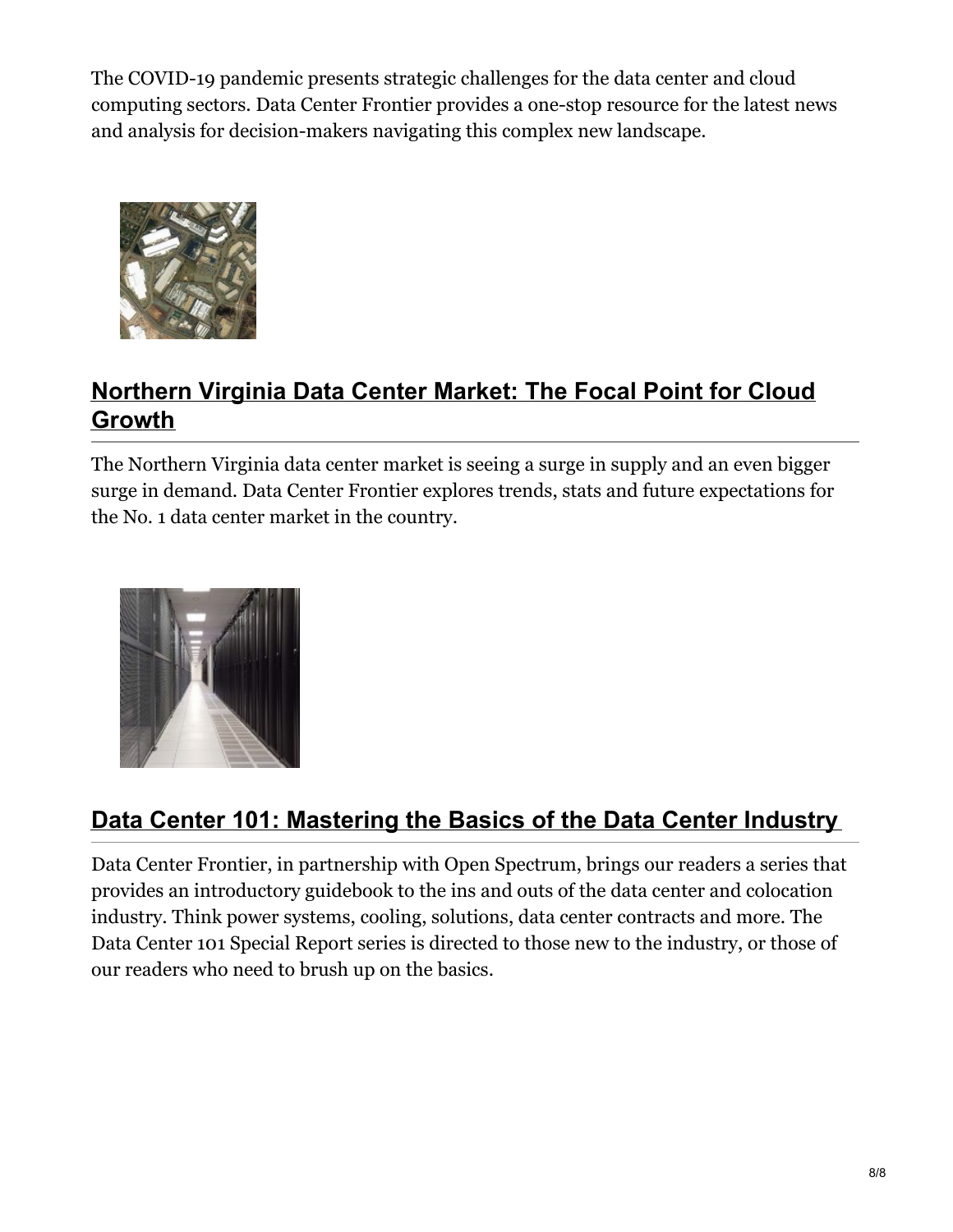The COVID-19 pandemic presents strategic challenges for the data center and cloud computing sectors. Data Center Frontier provides a one-stop resource for the latest news and analysis for decision-makers navigating this complex new landscape.

## Northern Virginia Data Center Market: The Focal Point for Cloud Growth

The Northern Virginia data center market is seeing a surge in supply and an even bigger surge in demand. Data Center Frontier explores trends, stats and future expectations for the No. 1 data center market in the country.

## Data Center 101: Mastering the Basics of the Data Center Industry

Data Center Frontier, in partnership with Open Spectrum, brings our readers a series that provides an introductory guidebook to the ins and outs of the data center and colocation industry. Think power systems, cooling, solutions, data center contracts and more. The Data Center 101 Special Report series is directed to those new to the industry, or those of our readers who need to brush up on the basics.